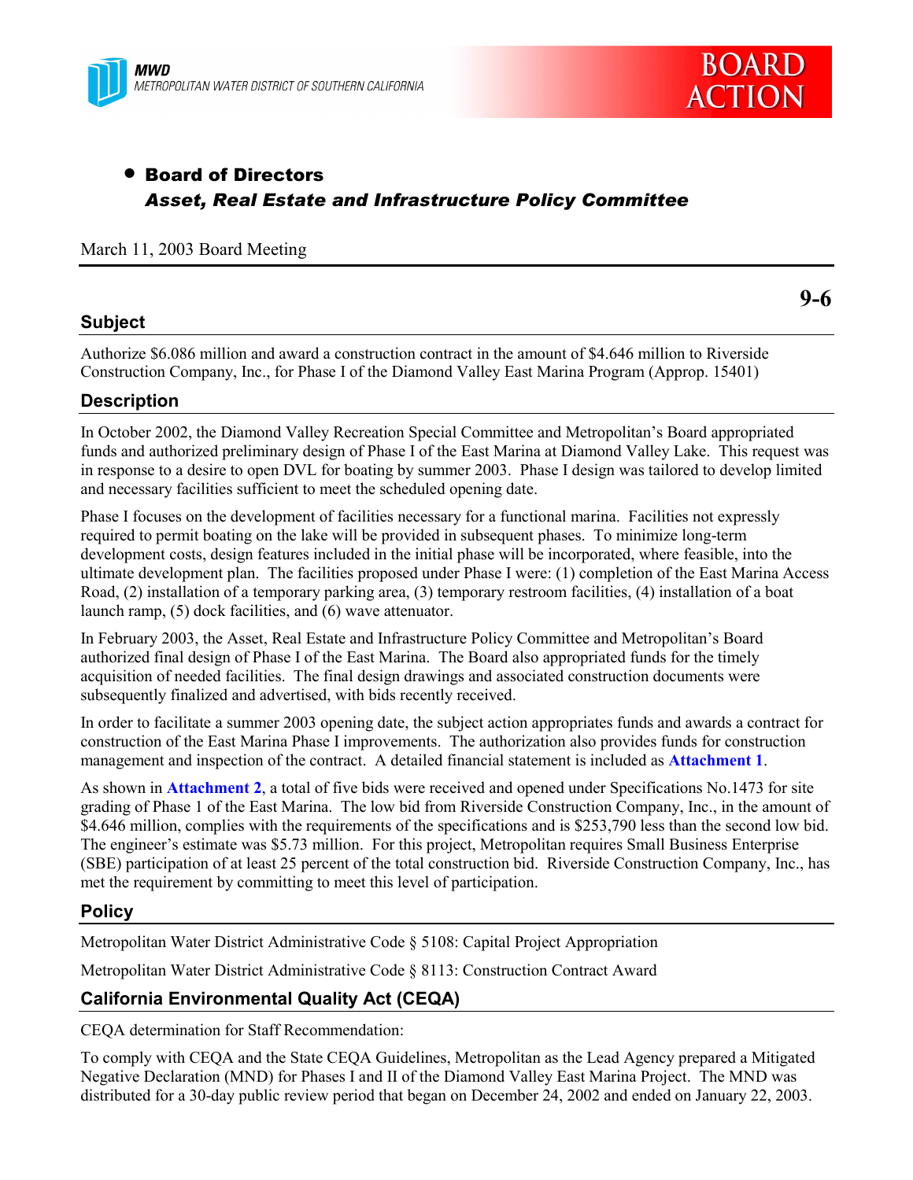MWD
METROPOLITAN WATER DISTRICT OF SOUTHERN CALIFORNIA

BOARD ACTION

- **Board of Directors**
  ***Asset, Real Estate and Infrastructure Policy Committee***

March 11, 2003 Board Meeting

**9-6**

## Subject

Authorize $6.086 million and award a construction contract in the amount of $4.646 million to Riverside Construction Company, Inc., for Phase I of the Diamond Valley East Marina Program (Approp. 15401)

## Description

In October 2002, the Diamond Valley Recreation Special Committee and Metropolitan's Board appropriated funds and authorized preliminary design of Phase I of the East Marina at Diamond Valley Lake. This request was in response to a desire to open DVL for boating by summer 2003. Phase I design was tailored to develop limited and necessary facilities sufficient to meet the scheduled opening date.

Phase I focuses on the development of facilities necessary for a functional marina. Facilities not expressly required to permit boating on the lake will be provided in subsequent phases. To minimize long-term development costs, design features included in the initial phase will be incorporated, where feasible, into the ultimate development plan. The facilities proposed under Phase I were: (1) completion of the East Marina Access Road, (2) installation of a temporary parking area, (3) temporary restroom facilities, (4) installation of a boat launch ramp, (5) dock facilities, and (6) wave attenuator.

In February 2003, the Asset, Real Estate and Infrastructure Policy Committee and Metropolitan's Board authorized final design of Phase I of the East Marina. The Board also appropriated funds for the timely acquisition of needed facilities. The final design drawings and associated construction documents were subsequently finalized and advertised, with bids recently received.

In order to facilitate a summer 2003 opening date, the subject action appropriates funds and awards a contract for construction of the East Marina Phase I improvements. The authorization also provides funds for construction management and inspection of the contract. A detailed financial statement is included as **Attachment 1**.

As shown in **Attachment 2**, a total of five bids were received and opened under Specifications No.1473 for site grading of Phase 1 of the East Marina. The low bid from Riverside Construction Company, Inc., in the amount of $4.646 million, complies with the requirements of the specifications and is $253,790 less than the second low bid. The engineer's estimate was $5.73 million. For this project, Metropolitan requires Small Business Enterprise (SBE) participation of at least 25 percent of the total construction bid. Riverside Construction Company, Inc., has met the requirement by committing to meet this level of participation.

## Policy

Metropolitan Water District Administrative Code § 5108: Capital Project Appropriation

Metropolitan Water District Administrative Code § 8113: Construction Contract Award

## California Environmental Quality Act (CEQA)

CEQA determination for Staff Recommendation:

To comply with CEQA and the State CEQA Guidelines, Metropolitan as the Lead Agency prepared a Mitigated Negative Declaration (MND) for Phases I and II of the Diamond Valley East Marina Project. The MND was distributed for a 30-day public review period that began on December 24, 2002 and ended on January 22, 2003.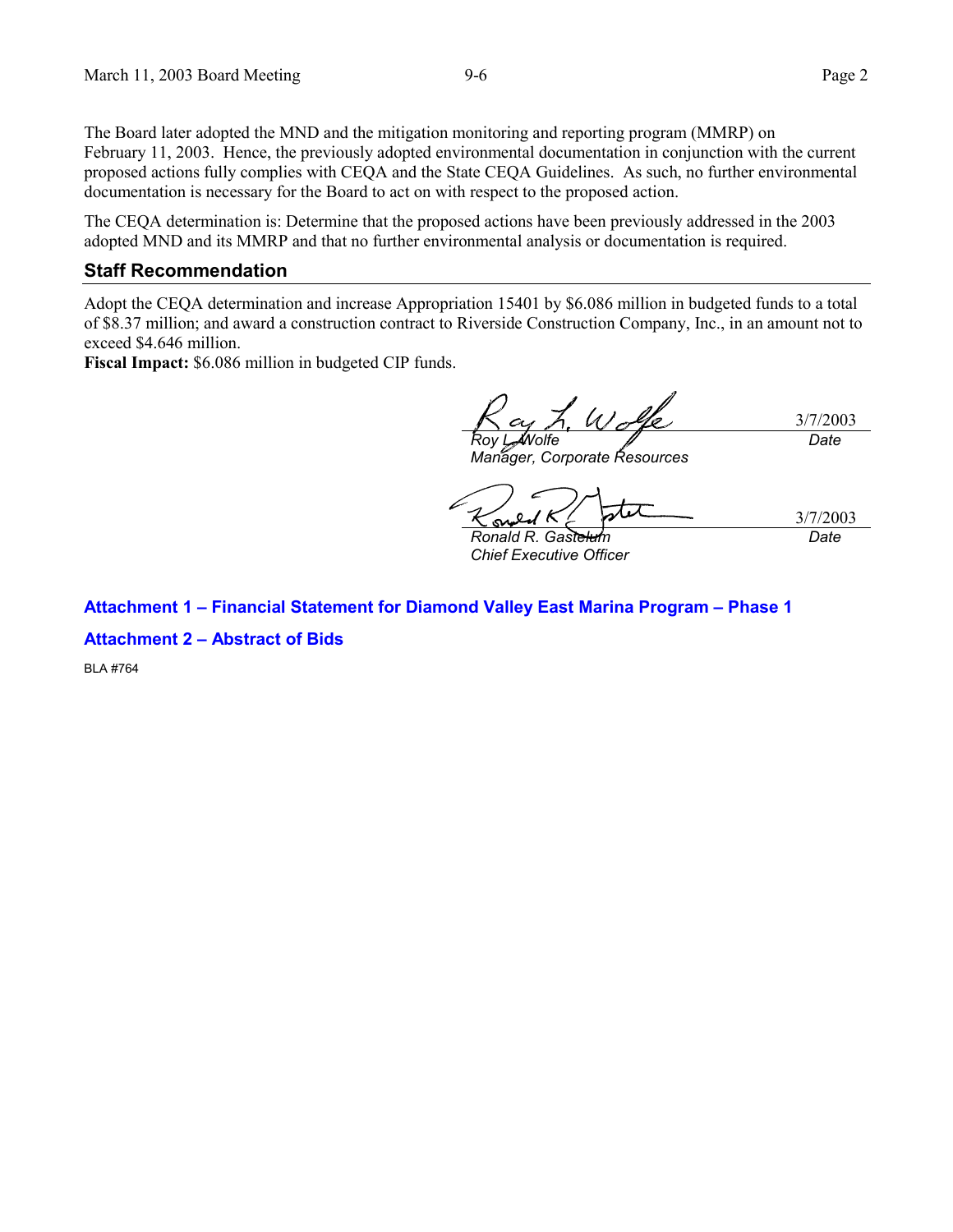The Board later adopted the MND and the mitigation monitoring and reporting program (MMRP) on February 11, 2003. Hence, the previously adopted environmental documentation in conjunction with the current proposed actions fully complies with CEQA and the State CEQA Guidelines. As such, no further environmental documentation is necessary for the Board to act on with respect to the proposed action.

The CEQA determination is: Determine that the proposed actions have been previously addressed in the 2003 adopted MND and its MMRP and that no further environmental analysis or documentation is required.

## Staff Recommendation

Adopt the CEQA determination and increase Appropriation 15401 by $6.086 million in budgeted funds to a total of $8.37 million; and award a construction contract to Riverside Construction Company, Inc., in an amount not to exceed $4.646 million.

**Fiscal Impact:** $6.086 million in budgeted CIP funds.

| | |
|---|---|
| *Roy L. Wolfe*<br>*Manager, Corporate Resources* | 3/7/2003<br>*Date* |
| *Ronald R. Gastelum*<br>*Chief Executive Officer* | 3/7/2003<br>*Date* |

**Attachment 1 – Financial Statement for Diamond Valley East Marina Program – Phase 1**

**Attachment 2 – Abstract of Bids**

BLA #764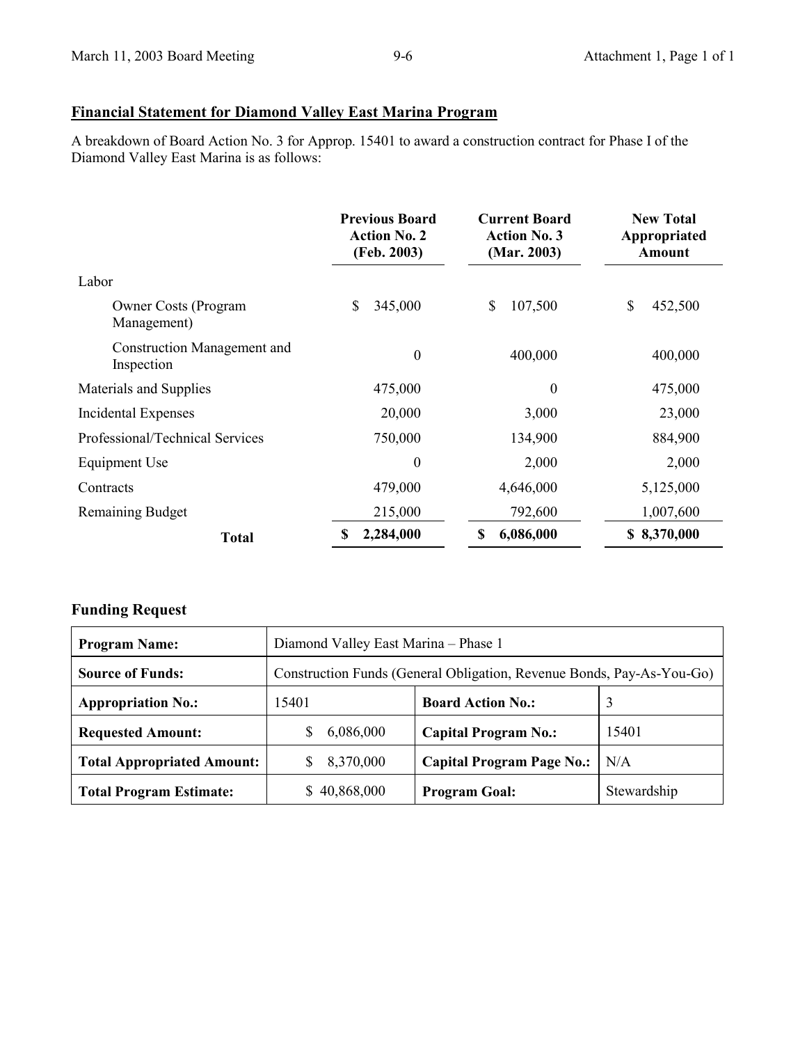## Financial Statement for Diamond Valley East Marina Program

A breakdown of Board Action No. 3 for Approp. 15401 to award a construction contract for Phase I of the Diamond Valley East Marina is as follows:

| | Previous Board Action No. 2 (Feb. 2003) | Current Board Action No. 3 (Mar. 2003) | New Total Appropriated Amount |
|---|---|---|---|
| Labor | | | |
| Owner Costs (Program Management) | $ 345,000 | $ 107,500 | $ 452,500 |
| Construction Management and Inspection | 0 | 400,000 | 400,000 |
| Materials and Supplies | 475,000 | 0 | 475,000 |
| Incidental Expenses | 20,000 | 3,000 | 23,000 |
| Professional/Technical Services | 750,000 | 134,900 | 884,900 |
| Equipment Use | 0 | 2,000 | 2,000 |
| Contracts | 479,000 | 4,646,000 | 5,125,000 |
| Remaining Budget | 215,000 | 792,600 | 1,007,600 |
| **Total** | **$ 2,284,000** | **$ 6,086,000** | **$ 8,370,000** |

### Funding Request

| **Program Name:** | Diamond Valley East Marina – Phase 1 | | |
|---|---|---|---|
| **Source of Funds:** | Construction Funds (General Obligation, Revenue Bonds, Pay-As-You-Go) | | |
| **Appropriation No.:** | 15401 | **Board Action No.:** | 3 |
| **Requested Amount:** | $ 6,086,000 | **Capital Program No.:** | 15401 |
| **Total Appropriated Amount:** | $ 8,370,000 | **Capital Program Page No.:** | N/A |
| **Total Program Estimate:** | $ 40,868,000 | **Program Goal:** | Stewardship |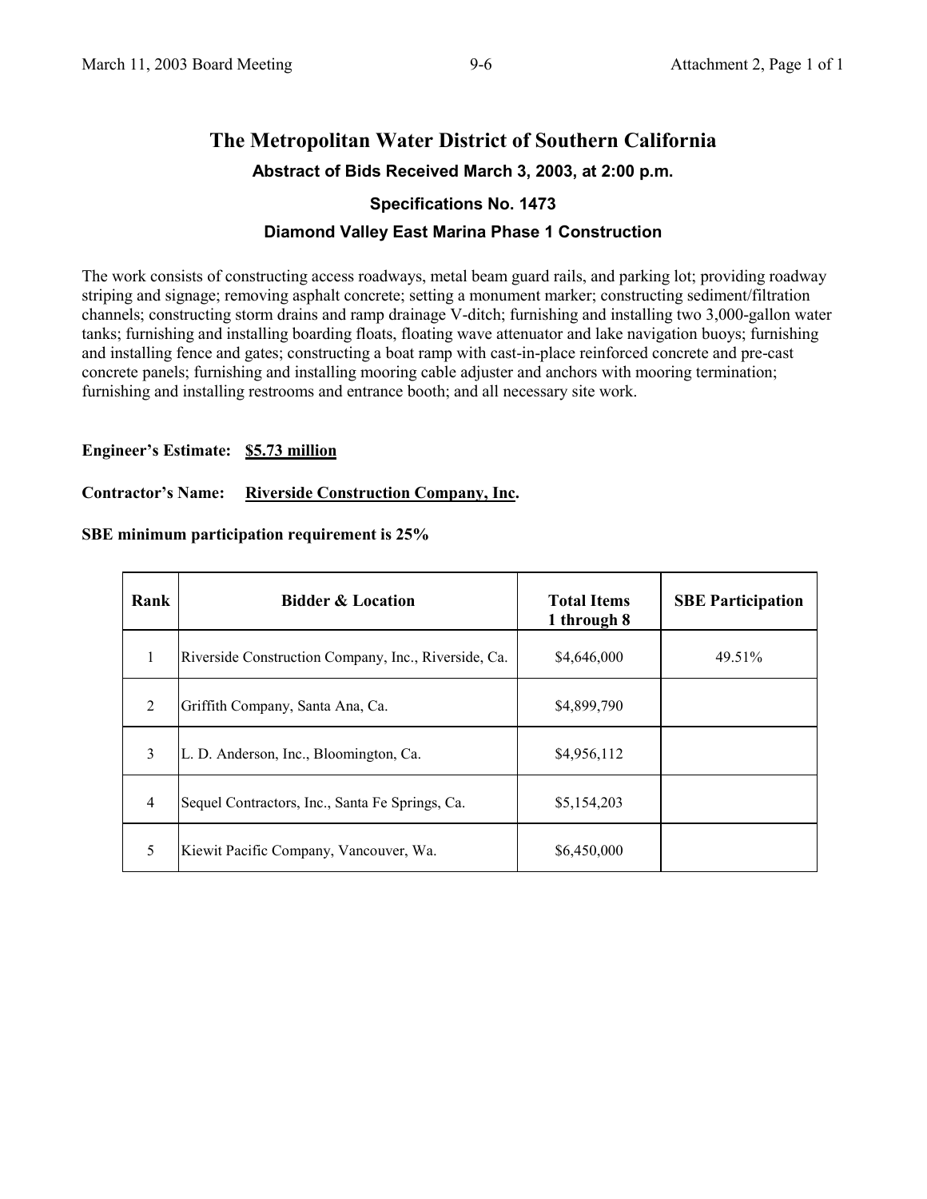# The Metropolitan Water District of Southern California

## Abstract of Bids Received March 3, 2003, at 2:00 p.m.

## Specifications No. 1473

## Diamond Valley East Marina Phase 1 Construction

The work consists of constructing access roadways, metal beam guard rails, and parking lot; providing roadway striping and signage; removing asphalt concrete; setting a monument marker; constructing sediment/filtration channels; constructing storm drains and ramp drainage V-ditch; furnishing and installing two 3,000-gallon water tanks; furnishing and installing boarding floats, floating wave attenuator and lake navigation buoys; furnishing and installing fence and gates; constructing a boat ramp with cast-in-place reinforced concrete and pre-cast concrete panels; furnishing and installing mooring cable adjuster and anchors with mooring termination; furnishing and installing restrooms and entrance booth; and all necessary site work.

**Engineer's Estimate:** **$5.73 million**

**Contractor's Name:** **Riverside Construction Company, Inc.**

**SBE minimum participation requirement is 25%**

| Rank | Bidder & Location | Total Items 1 through 8 | SBE Participation |
|---|---|---|---|
| 1 | Riverside Construction Company, Inc., Riverside, Ca. | $4,646,000 | 49.51% |
| 2 | Griffith Company, Santa Ana, Ca. | $4,899,790 | |
| 3 | L. D. Anderson, Inc., Bloomington, Ca. | $4,956,112 | |
| 4 | Sequel Contractors, Inc., Santa Fe Springs, Ca. | $5,154,203 | |
| 5 | Kiewit Pacific Company, Vancouver, Wa. | $6,450,000 | |